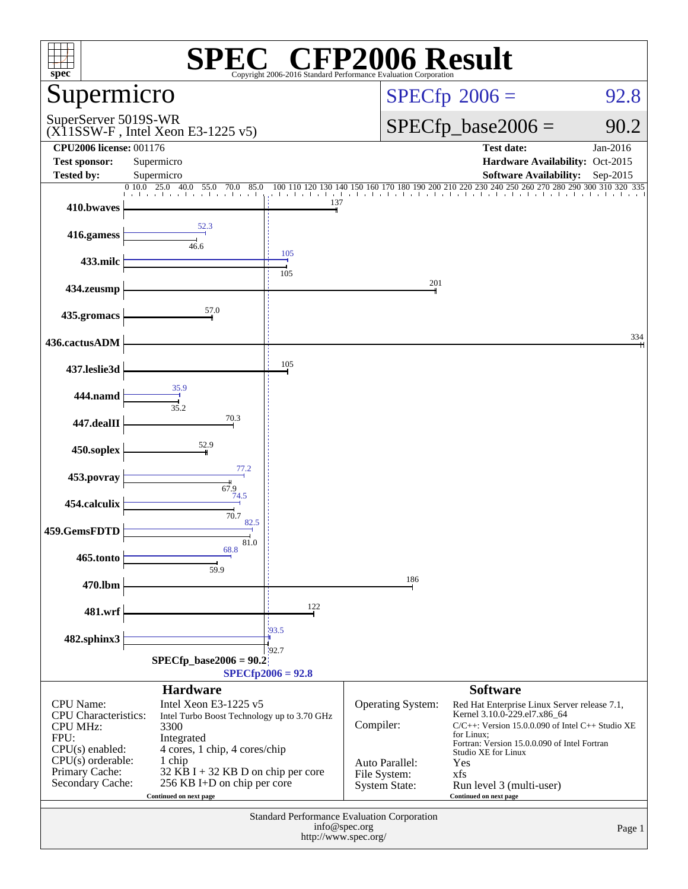# SPEC® CFP2006 Result

Copyright 2006-2016 Standard Performance Evaluation Corporation

## Supermicro

SuperServer 5019S-WR
(X11SSW-F , Intel Xeon E3-1225 v5)

**SPECfp 2006 = 92.8**

**SPECfp_base2006 = 90.2**

| | | | |
|---|---|---|---|
| **CPU2006 license:** 001176 | | **Test date:** | Jan-2016 |
| **Test sponsor:** | Supermicro | **Hardware Availability:** | Oct-2015 |
| **Tested by:** | Supermicro | **Software Availability:** | Sep-2015 |

| Benchmark | Peak | Base |
|---|---|---|
| 410.bwaves | | 137 |
| 416.gamess | 52.3 | 46.6 |
| 433.milc | 105 | 105 |
| 434.zeusmp | | 201 |
| 435.gromacs | | 57.0 |
| 436.cactusADM | | 334 |
| 437.leslie3d | | 105 |
| 444.namd | 35.9 | 35.2 |
| 447.dealII | | 70.3 |
| 450.soplex | | 52.9 |
| 453.povray | 77.2 | 67.9 |
| 454.calculix | 74.5 | 70.7 |
| 459.GemsFDTD | 82.5 | 81.0 |
| 465.tonto | 68.8 | 59.9 |
| 470.lbm | | 186 |
| 481.wrf | | 122 |
| 482.sphinx3 | 93.5 | 92.7 |

SPECfp_base2006 = 90.2
SPECfp2006 = 92.8

### Hardware

| | |
|---|---|
| CPU Name: | Intel Xeon E3-1225 v5 |
| CPU Characteristics: | Intel Turbo Boost Technology up to 3.70 GHz |
| CPU MHz: | 3300 |
| FPU: | Integrated |
| CPU(s) enabled: | 4 cores, 1 chip, 4 cores/chip |
| CPU(s) orderable: | 1 chip |
| Primary Cache: | 32 KB I + 32 KB D on chip per core |
| Secondary Cache: | 256 KB I+D on chip per core |

Continued on next page

### Software

| | |
|---|---|
| Operating System: | Red Hat Enterprise Linux Server release 7.1, Kernel 3.10.0-229.el7.x86_64 |
| Compiler: | C/C++: Version 15.0.0.090 of Intel C++ Studio XE for Linux; Fortran: Version 15.0.0.090 of Intel Fortran Studio XE for Linux |
| Auto Parallel: | Yes |
| File System: | xfs |
| System State: | Run level 3 (multi-user) |

Continued on next page

Standard Performance Evaluation Corporation
info@spec.org
http://www.spec.org/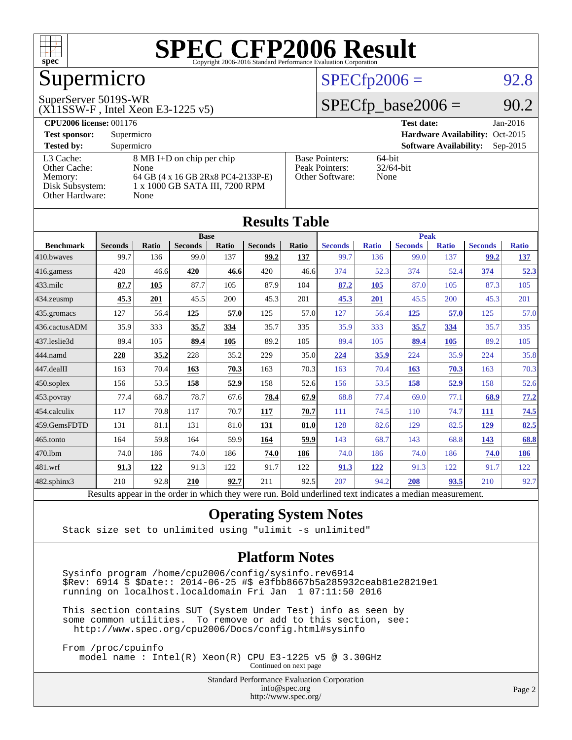# SPEC CFP2006 Result

Copyright 2006-2016 Standard Performance Evaluation Corporation

# Supermicro

SuperServer 5019S-WR
(X11SSW-F , Intel Xeon E3-1225 v5)

SPECfp2006 = 92.8

SPECfp_base2006 = 90.2

**CPU2006 license:** 001176
**Test sponsor:** Supermicro
**Tested by:** Supermicro
**Test date:** Jan-2016
**Hardware Availability:** Oct-2015
**Software Availability:** Sep-2015

| | |
|---|---|
| L3 Cache: | 8 MB I+D on chip per chip |
| Other Cache: | None |
| Memory: | 64 GB (4 x 16 GB 2Rx8 PC4-2133P-E) |
| Disk Subsystem: | 1 x 1000 GB SATA III, 7200 RPM |
| Other Hardware: | None |

| | |
|---|---|
| Base Pointers: | 64-bit |
| Peak Pointers: | 32/64-bit |
| Other Software: | None |

## Results Table

| Benchmark | Base | | | | | | Peak | | | | | |
|---|---|---|---|---|---|---|---|---|---|---|---|---|
| | Seconds | Ratio | Seconds | Ratio | Seconds | Ratio | Seconds | Ratio | Seconds | Ratio | Seconds | Ratio |
| 410.bwaves | 99.7 | 136 | 99.0 | 137 | **99.2** | **137** | 99.7 | 136 | 99.0 | 137 | **99.2** | **137** |
| 416.gamess | 420 | 46.6 | **420** | **46.6** | 420 | 46.6 | 374 | 52.3 | 374 | 52.4 | **374** | **52.3** |
| 433.milc | **87.7** | **105** | 87.7 | 105 | 87.9 | 104 | **87.2** | **105** | 87.0 | 105 | 87.3 | 105 |
| 434.zeusmp | **45.3** | **201** | 45.5 | 200 | 45.3 | 201 | **45.3** | **201** | 45.5 | 200 | 45.3 | 201 |
| 435.gromacs | 127 | 56.4 | **125** | **57.0** | 125 | 57.0 | 127 | 56.4 | **125** | **57.0** | 125 | 57.0 |
| 436.cactusADM | 35.9 | 333 | **35.7** | **334** | 35.7 | 335 | 35.9 | 333 | **35.7** | **334** | 35.7 | 335 |
| 437.leslie3d | 89.4 | 105 | **89.4** | **105** | 89.2 | 105 | 89.4 | 105 | **89.4** | **105** | 89.2 | 105 |
| 444.namd | **228** | **35.2** | 228 | 35.2 | 229 | 35.0 | **224** | **35.9** | 224 | 35.9 | 224 | 35.8 |
| 447.dealII | 163 | 70.4 | **163** | **70.3** | 163 | 70.3 | 163 | 70.4 | **163** | **70.3** | 163 | 70.3 |
| 450.soplex | 156 | 53.5 | **158** | **52.9** | 158 | 52.6 | 156 | 53.5 | **158** | **52.9** | 158 | 52.6 |
| 453.povray | 77.4 | 68.7 | 78.7 | 67.6 | **78.4** | **67.9** | 68.8 | 77.4 | 69.0 | 77.1 | **68.9** | **77.2** |
| 454.calculix | 117 | 70.8 | 117 | 70.7 | **117** | **70.7** | 111 | 74.5 | 110 | 74.7 | **111** | **74.5** |
| 459.GemsFDTD | 131 | 81.1 | 131 | 81.0 | **131** | **81.0** | 128 | 82.6 | 129 | 82.5 | **129** | **82.5** |
| 465.tonto | 164 | 59.8 | 164 | 59.9 | **164** | **59.9** | 143 | 68.7 | 143 | 68.8 | **143** | **68.8** |
| 470.lbm | 74.0 | 186 | 74.0 | 186 | **74.0** | **186** | 74.0 | 186 | 74.0 | 186 | **74.0** | **186** |
| 481.wrf | **91.3** | **122** | 91.3 | 122 | 91.7 | 122 | **91.3** | **122** | 91.3 | 122 | 91.7 | 122 |
| 482.sphinx3 | 210 | 92.8 | **210** | **92.7** | 211 | 92.5 | 207 | 94.2 | **208** | **93.5** | 210 | 92.7 |

Results appear in the order in which they were run. Bold underlined text indicates a median measurement.

## Operating System Notes

```
Stack size set to unlimited using "ulimit -s unlimited"
```

## Platform Notes

```
Sysinfo program /home/cpu2006/config/sysinfo.rev6914
$Rev: 6914 $ $Date:: 2014-06-25 #$ e3fbb8667b5a285932ceab81e28219e1
running on localhost.localdomain Fri Jan  1 07:11:50 2016

This section contains SUT (System Under Test) info as seen by
some common utilities.  To remove or add to this section, see:
  http://www.spec.org/cpu2006/Docs/config.html#sysinfo

From /proc/cpuinfo
   model name : Intel(R) Xeon(R) CPU E3-1225 v5 @ 3.30GHz
```

Continued on next page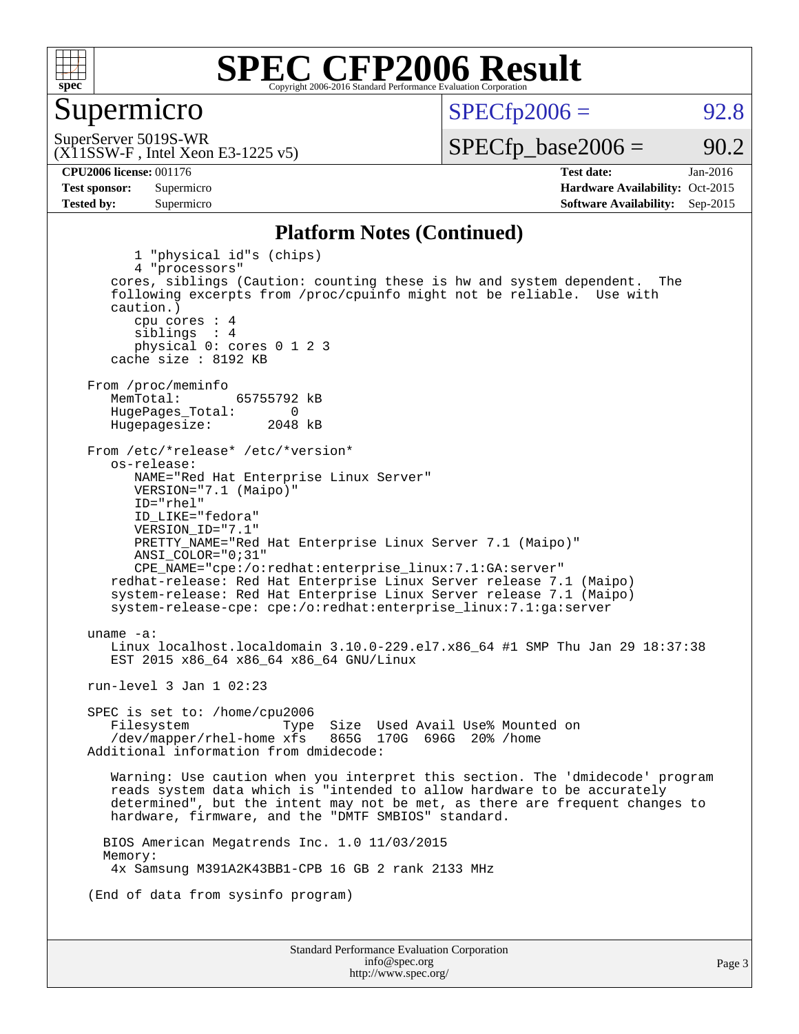# SPEC CFP2006 Result

Copyright 2006-2016 Standard Performance Evaluation Corporation

## Supermicro

SuperServer 5019S-WR
(X11SSW-F , Intel Xeon E3-1225 v5)

SPECfp2006 = 92.8

SPECfp_base2006 = 90.2

| | | | |
|---|---|---|---|
| **CPU2006 license:** 001176 | | **Test date:** | Jan-2016 |
| **Test sponsor:** | Supermicro | **Hardware Availability:** | Oct-2015 |
| **Tested by:** | Supermicro | **Software Availability:** | Sep-2015 |

### Platform Notes (Continued)

```
        1 "physical id"s (chips)
        4 "processors"
    cores, siblings (Caution: counting these is hw and system dependent.  The
    following excerpts from /proc/cpuinfo might not be reliable.  Use with
    caution.)
        cpu cores : 4
        siblings  : 4
        physical 0: cores 0 1 2 3
    cache size : 8192 KB

 From /proc/meminfo
    MemTotal:       65755792 kB
    HugePages_Total:       0
    Hugepagesize:       2048 kB

 From /etc/*release* /etc/*version*
    os-release:
        NAME="Red Hat Enterprise Linux Server"
        VERSION="7.1 (Maipo)"
        ID="rhel"
        ID_LIKE="fedora"
        VERSION_ID="7.1"
        PRETTY_NAME="Red Hat Enterprise Linux Server 7.1 (Maipo)"
        ANSI_COLOR="0;31"
        CPE_NAME="cpe:/o:redhat:enterprise_linux:7.1:GA:server"
    redhat-release: Red Hat Enterprise Linux Server release 7.1 (Maipo)
    system-release: Red Hat Enterprise Linux Server release 7.1 (Maipo)
    system-release-cpe: cpe:/o:redhat:enterprise_linux:7.1:ga:server

 uname -a:
    Linux localhost.localdomain 3.10.0-229.el7.x86_64 #1 SMP Thu Jan 29 18:37:38
    EST 2015 x86_64 x86_64 x86_64 GNU/Linux

 run-level 3 Jan 1 02:23

 SPEC is set to: /home/cpu2006
    Filesystem            Type  Size  Used Avail Use% Mounted on
    /dev/mapper/rhel-home xfs   865G  170G  696G  20% /home
 Additional information from dmidecode:

    Warning: Use caution when you interpret this section. The 'dmidecode' program
    reads system data which is "intended to allow hardware to be accurately
    determined", but the intent may not be met, as there are frequent changes to
    hardware, firmware, and the "DMTF SMBIOS" standard.

   BIOS American Megatrends Inc. 1.0 11/03/2015
   Memory:
    4x Samsung M391A2K43BB1-CPB 16 GB 2 rank 2133 MHz

 (End of data from sysinfo program)
```

Standard Performance Evaluation Corporation
info@spec.org
http://www.spec.org/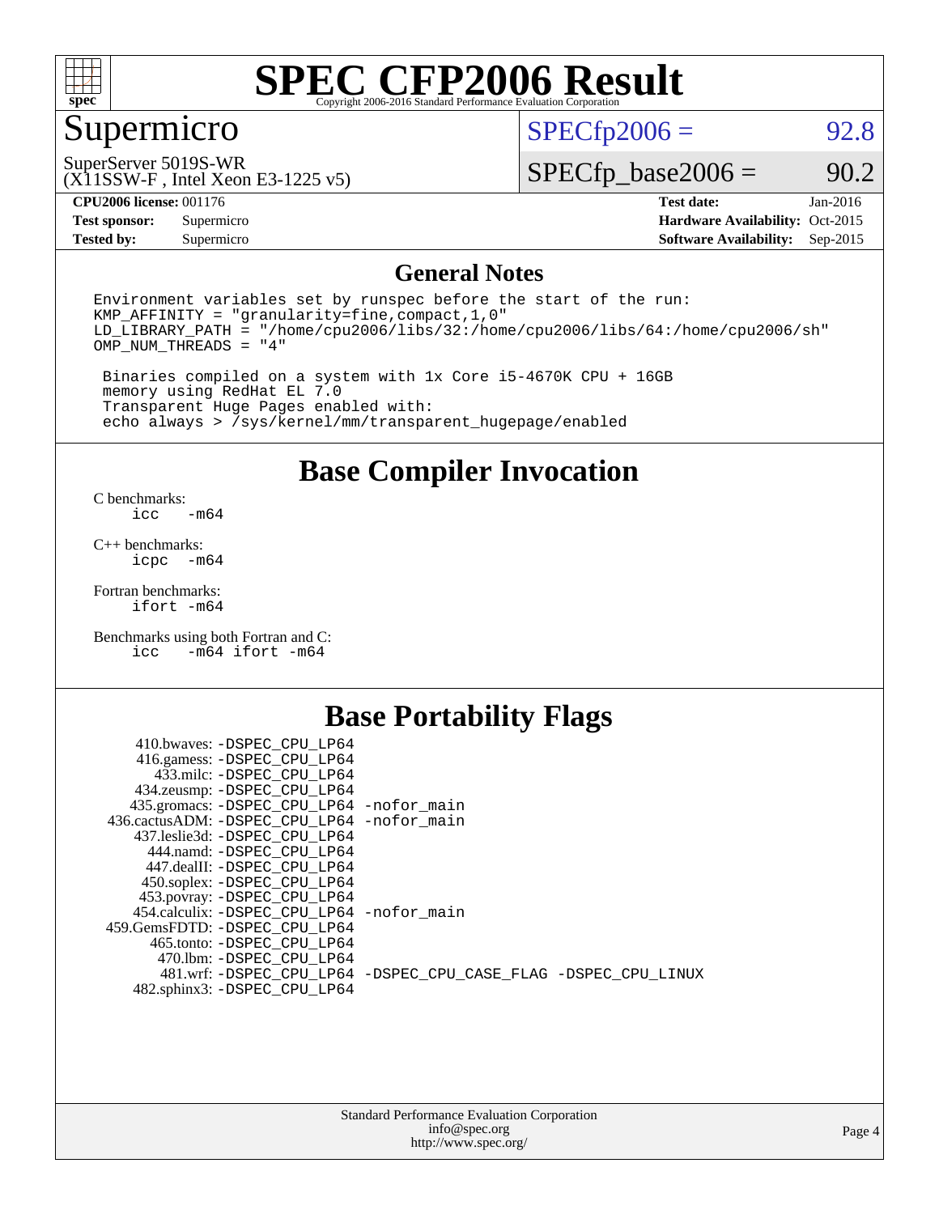# SPEC CFP2006 Result

Copyright 2006-2016 Standard Performance Evaluation Corporation

## Supermicro

SuperServer 5019S-WR
(X11SSW-F , Intel Xeon E3-1225 v5)

SPECfp2006 = 92.8

SPECfp_base2006 = 90.2

| | | | |
|---|---|---|---|
| **CPU2006 license:** 001176 | | **Test date:** | Jan-2016 |
| **Test sponsor:** | Supermicro | **Hardware Availability:** | Oct-2015 |
| **Tested by:** | Supermicro | **Software Availability:** | Sep-2015 |

## General Notes

```
Environment variables set by runspec before the start of the run:
KMP_AFFINITY = "granularity=fine,compact,1,0"
LD_LIBRARY_PATH = "/home/cpu2006/libs/32:/home/cpu2006/libs/64:/home/cpu2006/sh"
OMP_NUM_THREADS = "4"

 Binaries compiled on a system with 1x Core i5-4670K CPU + 16GB
 memory using RedHat EL 7.0
 Transparent Huge Pages enabled with:
 echo always > /sys/kernel/mm/transparent_hugepage/enabled
```

## Base Compiler Invocation

C benchmarks:
`icc   -m64`

C++ benchmarks:
`icpc  -m64`

Fortran benchmarks:
`ifort -m64`

Benchmarks using both Fortran and C:
`icc   -m64 ifort -m64`

## Base Portability Flags

| | |
|---|---|
| 410.bwaves: | -DSPEC_CPU_LP64 |
| 416.gamess: | -DSPEC_CPU_LP64 |
| 433.milc: | -DSPEC_CPU_LP64 |
| 434.zeusmp: | -DSPEC_CPU_LP64 |
| 435.gromacs: | -DSPEC_CPU_LP64 -nofor_main |
| 436.cactusADM: | -DSPEC_CPU_LP64 -nofor_main |
| 437.leslie3d: | -DSPEC_CPU_LP64 |
| 444.namd: | -DSPEC_CPU_LP64 |
| 447.dealII: | -DSPEC_CPU_LP64 |
| 450.soplex: | -DSPEC_CPU_LP64 |
| 453.povray: | -DSPEC_CPU_LP64 |
| 454.calculix: | -DSPEC_CPU_LP64 -nofor_main |
| 459.GemsFDTD: | -DSPEC_CPU_LP64 |
| 465.tonto: | -DSPEC_CPU_LP64 |
| 470.lbm: | -DSPEC_CPU_LP64 |
| 481.wrf: | -DSPEC_CPU_LP64 -DSPEC_CPU_CASE_FLAG -DSPEC_CPU_LINUX |
| 482.sphinx3: | -DSPEC_CPU_LP64 |

Standard Performance Evaluation Corporation
info@spec.org
http://www.spec.org/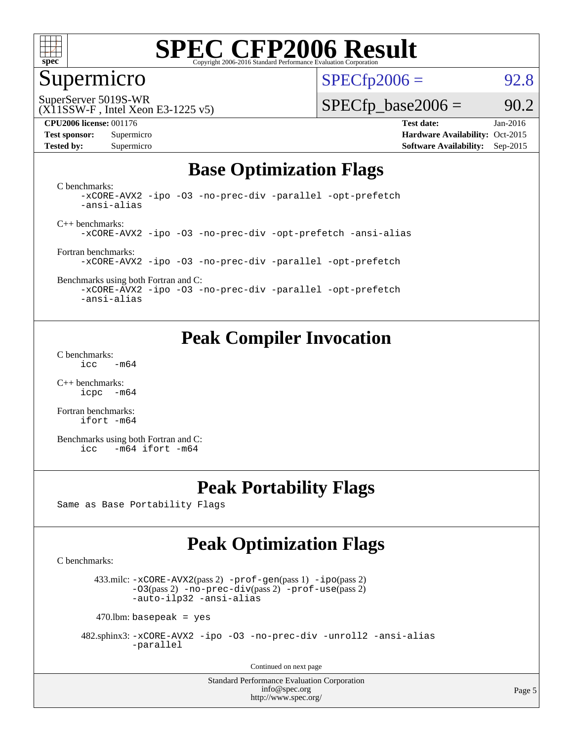# Supermicro

SuperServer 5019S-WR
(X11SSW-F , Intel Xeon E3-1225 v5)

SPECfp2006 = 92.8

SPECfp_base2006 = 90.2

**CPU2006 license:** 001176
**Test sponsor:** Supermicro
**Tested by:** Supermicro

**Test date:** Jan-2016
**Hardware Availability:** Oct-2015
**Software Availability:** Sep-2015

## Base Optimization Flags

C benchmarks:
```
-xCORE-AVX2 -ipo -O3 -no-prec-div -parallel -opt-prefetch
-ansi-alias
```

C++ benchmarks:
```
-xCORE-AVX2 -ipo -O3 -no-prec-div -opt-prefetch -ansi-alias
```

Fortran benchmarks:
```
-xCORE-AVX2 -ipo -O3 -no-prec-div -parallel -opt-prefetch
```

Benchmarks using both Fortran and C:
```
-xCORE-AVX2 -ipo -O3 -no-prec-div -parallel -opt-prefetch
-ansi-alias
```

## Peak Compiler Invocation

C benchmarks:
```
icc   -m64
```

C++ benchmarks:
```
icpc  -m64
```

Fortran benchmarks:
```
ifort -m64
```

Benchmarks using both Fortran and C:
```
icc   -m64 ifort -m64
```

## Peak Portability Flags

Same as Base Portability Flags

## Peak Optimization Flags

C benchmarks:

433.milc: -xCORE-AVX2(pass 2) -prof-gen(pass 1) -ipo(pass 2) -O3(pass 2) -no-prec-div(pass 2) -prof-use(pass 2) -auto-ilp32 -ansi-alias

470.lbm: basepeak = yes

482.sphinx3: -xCORE-AVX2 -ipo -O3 -no-prec-div -unroll2 -ansi-alias -parallel

Continued on next page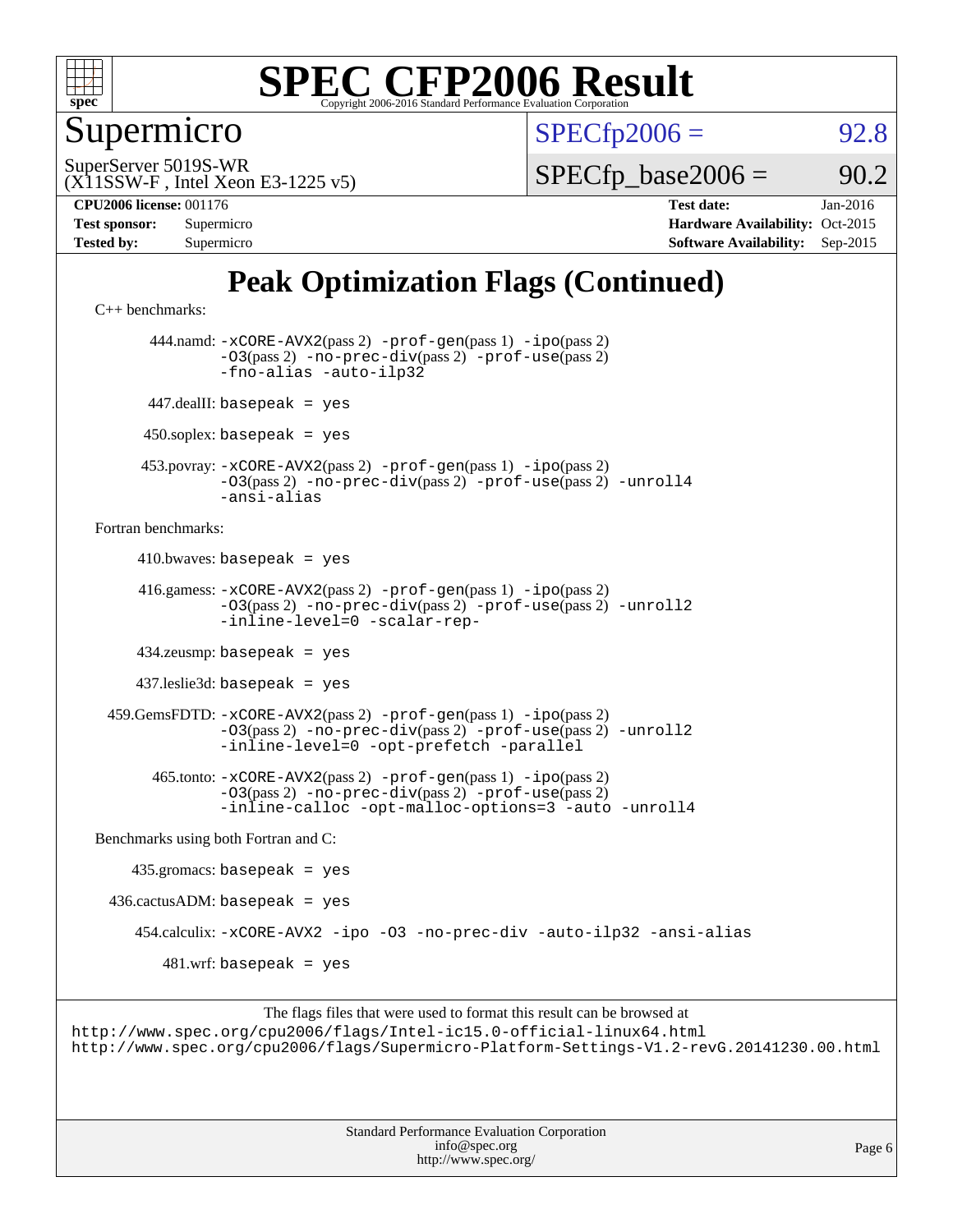# SPEC CFP2006 Result

Copyright 2006-2016 Standard Performance Evaluation Corporation

## Supermicro

SuperServer 5019S-WR
(X11SSW-F , Intel Xeon E3-1225 v5)

SPECfp2006 = 92.8

SPECfp_base2006 = 90.2

| | | | |
|---|---|---|---|
| **CPU2006 license:** 001176 | | **Test date:** | Jan-2016 |
| **Test sponsor:** | Supermicro | **Hardware Availability:** | Oct-2015 |
| **Tested by:** | Supermicro | **Software Availability:** | Sep-2015 |

# Peak Optimization Flags (Continued)

C++ benchmarks:

444.namd: `-xCORE-AVX2`(pass 2) `-prof-gen`(pass 1) `-ipo`(pass 2) `-O3`(pass 2) `-no-prec-div`(pass 2) `-prof-use`(pass 2) `-fno-alias` `-auto-ilp32`

447.dealII: `basepeak = yes`

450.soplex: `basepeak = yes`

453.povray: `-xCORE-AVX2`(pass 2) `-prof-gen`(pass 1) `-ipo`(pass 2) `-O3`(pass 2) `-no-prec-div`(pass 2) `-prof-use`(pass 2) `-unroll4` `-ansi-alias`

Fortran benchmarks:

410.bwaves: `basepeak = yes`

416.gamess: `-xCORE-AVX2`(pass 2) `-prof-gen`(pass 1) `-ipo`(pass 2) `-O3`(pass 2) `-no-prec-div`(pass 2) `-prof-use`(pass 2) `-unroll2` `-inline-level=0` `-scalar-rep-`

434.zeusmp: `basepeak = yes`

437.leslie3d: `basepeak = yes`

459.GemsFDTD: `-xCORE-AVX2`(pass 2) `-prof-gen`(pass 1) `-ipo`(pass 2) `-O3`(pass 2) `-no-prec-div`(pass 2) `-prof-use`(pass 2) `-unroll2` `-inline-level=0` `-opt-prefetch` `-parallel`

465.tonto: `-xCORE-AVX2`(pass 2) `-prof-gen`(pass 1) `-ipo`(pass 2) `-O3`(pass 2) `-no-prec-div`(pass 2) `-prof-use`(pass 2) `-inline-calloc` `-opt-malloc-options=3` `-auto` `-unroll4`

Benchmarks using both Fortran and C:

435.gromacs: `basepeak = yes`

436.cactusADM: `basepeak = yes`

454.calculix: `-xCORE-AVX2` `-ipo` `-O3` `-no-prec-div` `-auto-ilp32` `-ansi-alias`

481.wrf: `basepeak = yes`

The flags files that were used to format this result can be browsed at
http://www.spec.org/cpu2006/flags/Intel-ic15.0-official-linux64.html
http://www.spec.org/cpu2006/flags/Supermicro-Platform-Settings-V1.2-revG.20141230.00.html

Standard Performance Evaluation Corporation
info@spec.org
http://www.spec.org/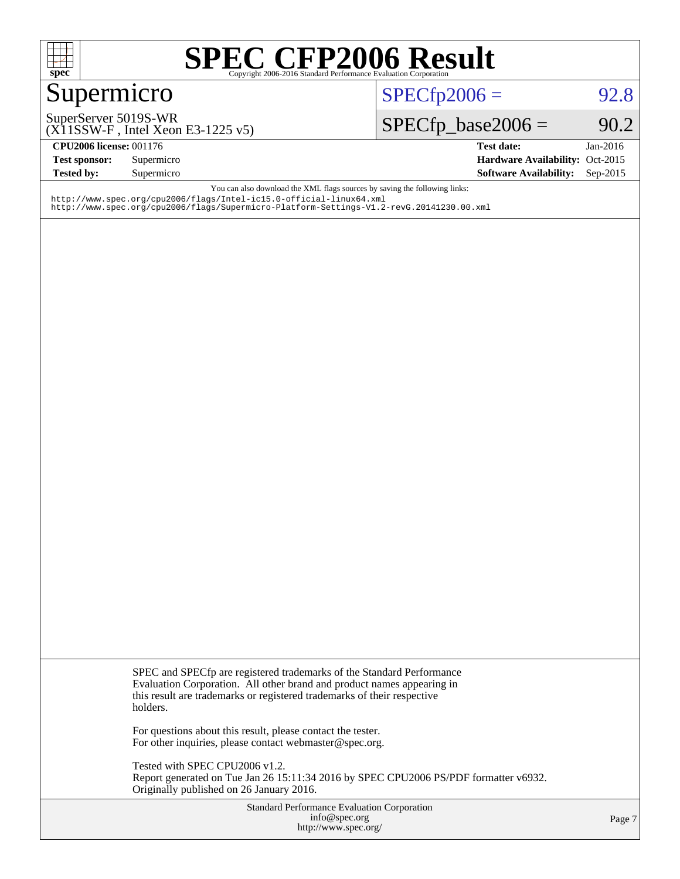# SPEC CFP2006 Result

Copyright 2006-2016 Standard Performance Evaluation Corporation

## Supermicro

SuperServer 5019S-WR
(X11SSW-F , Intel Xeon E3-1225 v5)

SPECfp2006 = 92.8

SPECfp_base2006 = 90.2

| | | | |
|---|---|---|---|
| **CPU2006 license:** 001176 | | **Test date:** | Jan-2016 |
| **Test sponsor:** | Supermicro | **Hardware Availability:** | Oct-2015 |
| **Tested by:** | Supermicro | **Software Availability:** | Sep-2015 |

You can also download the XML flags sources by saving the following links:

```
http://www.spec.org/cpu2006/flags/Intel-ic15.0-official-linux64.xml
http://www.spec.org/cpu2006/flags/Supermicro-Platform-Settings-V1.2-revG.20141230.00.xml
```

SPEC and SPECfp are registered trademarks of the Standard Performance Evaluation Corporation. All other brand and product names appearing in this result are trademarks or registered trademarks of their respective holders.

For questions about this result, please contact the tester.
For other inquiries, please contact webmaster@spec.org.

Tested with SPEC CPU2006 v1.2.
Report generated on Tue Jan 26 15:11:34 2016 by SPEC CPU2006 PS/PDF formatter v6932.
Originally published on 26 January 2016.

Standard Performance Evaluation Corporation
info@spec.org
http://www.spec.org/